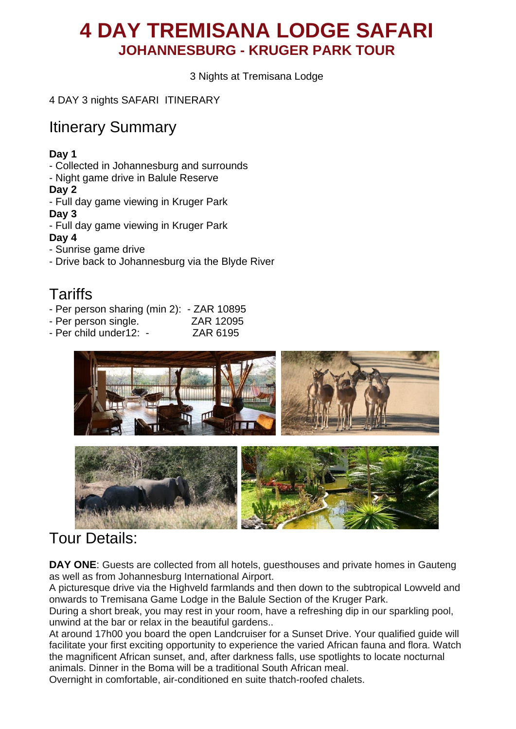# 4 DAY TREMISANA LODGE SAFARI

## JOHANNESBURG - KRUGER PARK TOUR

3 Nights at Tremisana Lodge

4 DAY 3 nights SAFARI ITINERARY

## Itinerary Summary

**Day 1**
- Collected in Johannesburg and surrounds
- Night game drive in Balule Reserve

**Day 2**
- Full day game viewing in Kruger Park

**Day 3**
- Full day game viewing in Kruger Park

**Day 4**
- Sunrise game drive
- Drive back to Johannesburg via the Blyde River

## Tariffs

- Per person sharing (min 2): - ZAR 10895
- Per person single. ZAR 12095
- Per child under12: - ZAR 6195

## Tour Details:

**DAY ONE**: Guests are collected from all hotels, guesthouses and private homes in Gauteng as well as from Johannesburg International Airport.
A picturesque drive via the Highveld farmlands and then down to the subtropical Lowveld and onwards to Tremisana Game Lodge in the Balule Section of the Kruger Park.
During a short break, you may rest in your room, have a refreshing dip in our sparkling pool, unwind at the bar or relax in the beautiful gardens..
At around 17h00 you board the open Landcruiser for a Sunset Drive. Your qualified guide will facilitate your first exciting opportunity to experience the varied African fauna and flora. Watch the magnificent African sunset, and, after darkness falls, use spotlights to locate nocturnal animals. Dinner in the Boma will be a traditional South African meal.
Overnight in comfortable, air-conditioned en suite thatch-roofed chalets.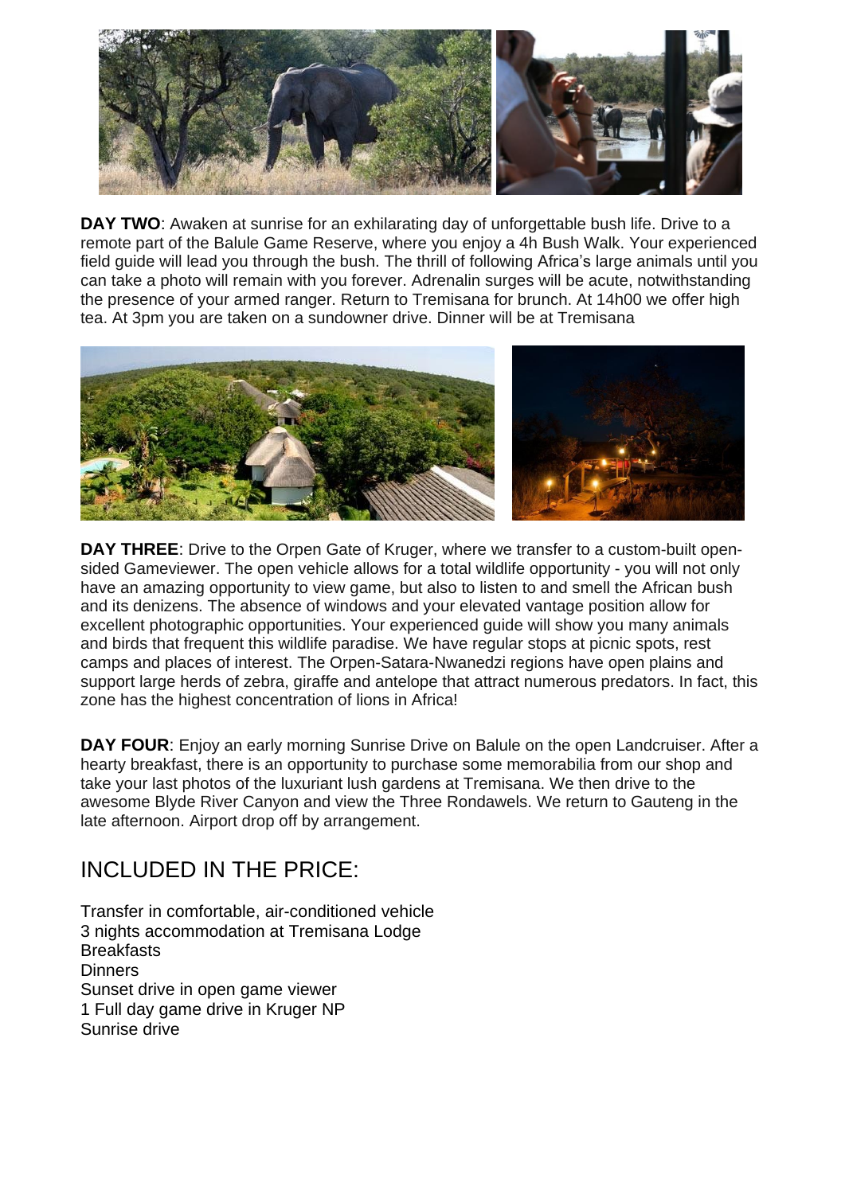**DAY TWO**: Awaken at sunrise for an exhilarating day of unforgettable bush life. Drive to a remote part of the Balule Game Reserve, where you enjoy a 4h Bush Walk. Your experienced field guide will lead you through the bush. The thrill of following Africa's large animals until you can take a photo will remain with you forever. Adrenalin surges will be acute, notwithstanding the presence of your armed ranger. Return to Tremisana for brunch. At 14h00 we offer high tea. At 3pm you are taken on a sundowner drive. Dinner will be at Tremisana

**DAY THREE**: Drive to the Orpen Gate of Kruger, where we transfer to a custom-built open-sided Gameviewer. The open vehicle allows for a total wildlife opportunity - you will not only have an amazing opportunity to view game, but also to listen to and smell the African bush and its denizens. The absence of windows and your elevated vantage position allow for excellent photographic opportunities. Your experienced guide will show you many animals and birds that frequent this wildlife paradise. We have regular stops at picnic spots, rest camps and places of interest. The Orpen-Satara-Nwanedzi regions have open plains and support large herds of zebra, giraffe and antelope that attract numerous predators. In fact, this zone has the highest concentration of lions in Africa!

**DAY FOUR**: Enjoy an early morning Sunrise Drive on Balule on the open Landcruiser. After a hearty breakfast, there is an opportunity to purchase some memorabilia from our shop and take your last photos of the luxuriant lush gardens at Tremisana. We then drive to the awesome Blyde River Canyon and view the Three Rondawels. We return to Gauteng in the late afternoon. Airport drop off by arrangement.

## INCLUDED IN THE PRICE:

Transfer in comfortable, air-conditioned vehicle
3 nights accommodation at Tremisana Lodge
Breakfasts
Dinners
Sunset drive in open game viewer
1 Full day game drive in Kruger NP
Sunrise drive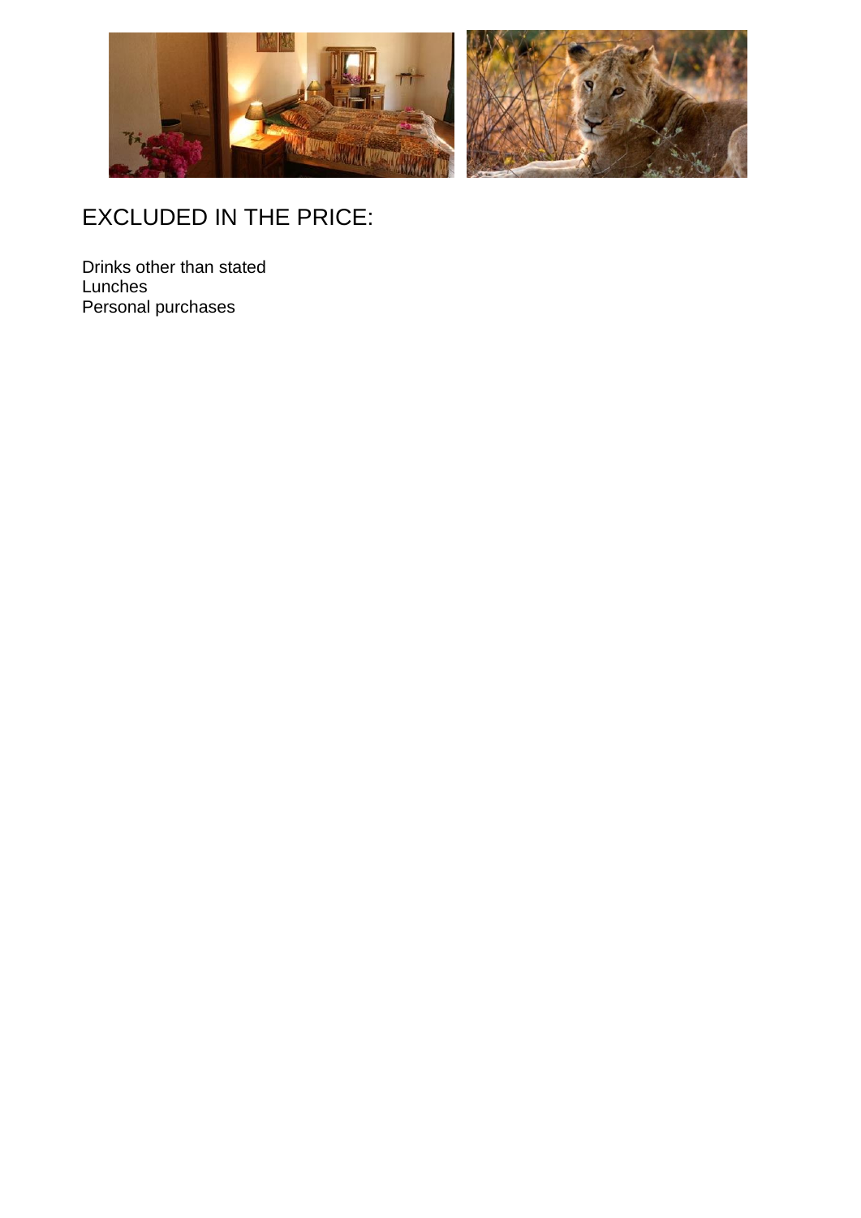## EXCLUDED IN THE PRICE:

Drinks other than stated
Lunches
Personal purchases